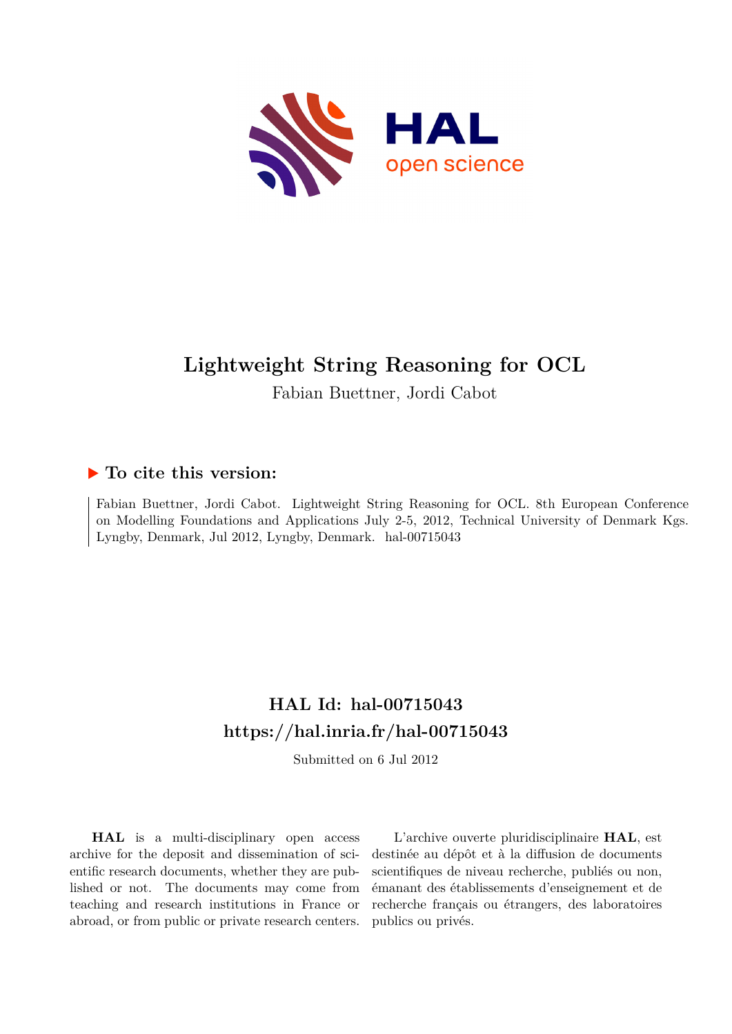# Lightweight String Reasoning for OCL

Fabian Buettner, Jordi Cabot

## ▶ To cite this version:

Fabian Buettner, Jordi Cabot. Lightweight String Reasoning for OCL. 8th European Conference on Modelling Foundations and Applications July 2-5, 2012, Technical University of Denmark Kgs. Lyngby, Denmark, Jul 2012, Lyngby, Denmark. hal-00715043

## HAL Id: hal-00715043
## https://hal.inria.fr/hal-00715043

Submitted on 6 Jul 2012

**HAL** is a multi-disciplinary open access archive for the deposit and dissemination of scientific research documents, whether they are published or not. The documents may come from teaching and research institutions in France or abroad, or from public or private research centers.

L'archive ouverte pluridisciplinaire **HAL**, est destinée au dépôt et à la diffusion de documents scientifiques de niveau recherche, publiés ou non, émanant des établissements d'enseignement et de recherche français ou étrangers, des laboratoires publics ou privés.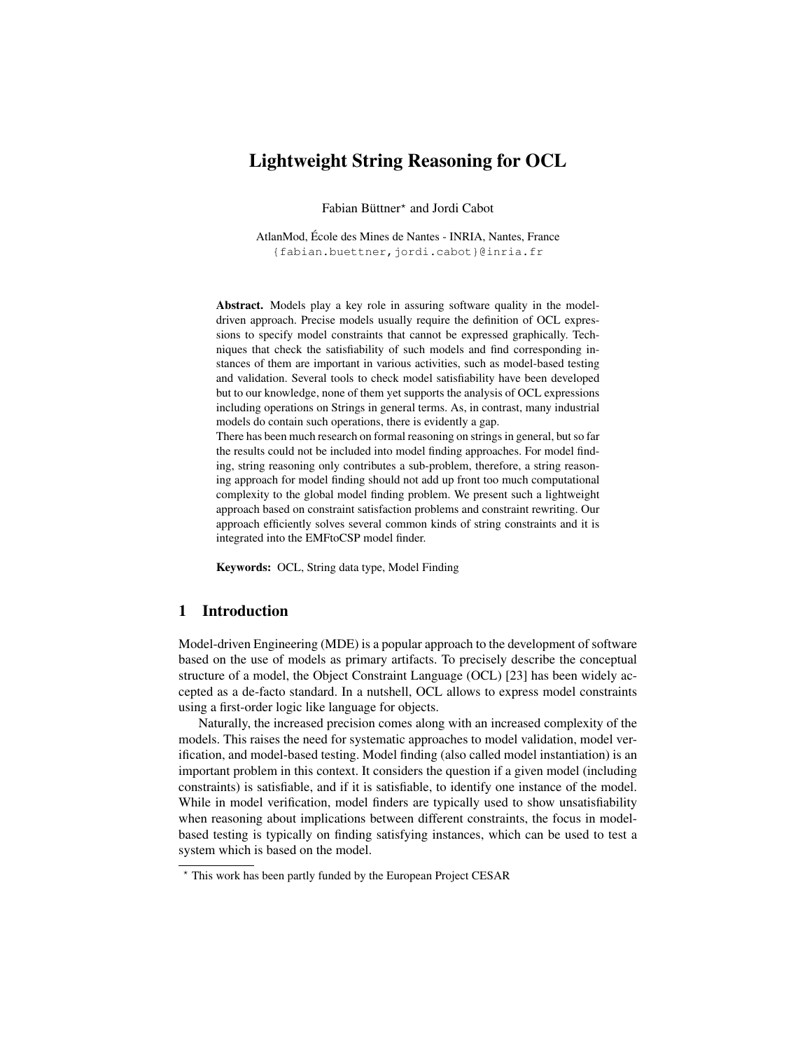# Lightweight String Reasoning for OCL

Fabian Büttner* and Jordi Cabot

AtlanMod, École des Mines de Nantes - INRIA, Nantes, France
{fabian.buettner,jordi.cabot}@inria.fr

**Abstract.** Models play a key role in assuring software quality in the model-driven approach. Precise models usually require the definition of OCL expressions to specify model constraints that cannot be expressed graphically. Techniques that check the satisfiability of such models and find corresponding instances of them are important in various activities, such as model-based testing and validation. Several tools to check model satisfiability have been developed but to our knowledge, none of them yet supports the analysis of OCL expressions including operations on Strings in general terms. As, in contrast, many industrial models do contain such operations, there is evidently a gap.
There has been much research on formal reasoning on strings in general, but so far the results could not be included into model finding approaches. For model finding, string reasoning only contributes a sub-problem, therefore, a string reasoning approach for model finding should not add up front too much computational complexity to the global model finding problem. We present such a lightweight approach based on constraint satisfaction problems and constraint rewriting. Our approach efficiently solves several common kinds of string constraints and it is integrated into the EMFtoCSP model finder.

**Keywords:** OCL, String data type, Model Finding

## 1 Introduction

Model-driven Engineering (MDE) is a popular approach to the development of software based on the use of models as primary artifacts. To precisely describe the conceptual structure of a model, the Object Constraint Language (OCL) [23] has been widely accepted as a de-facto standard. In a nutshell, OCL allows to express model constraints using a first-order logic like language for objects.

Naturally, the increased precision comes along with an increased complexity of the models. This raises the need for systematic approaches to model validation, model verification, and model-based testing. Model finding (also called model instantiation) is an important problem in this context. It considers the question if a given model (including constraints) is satisfiable, and if it is satisfiable, to identify one instance of the model. While in model verification, model finders are typically used to show unsatisfiability when reasoning about implications between different constraints, the focus in model-based testing is typically on finding satisfying instances, which can be used to test a system which is based on the model.

* This work has been partly funded by the European Project CESAR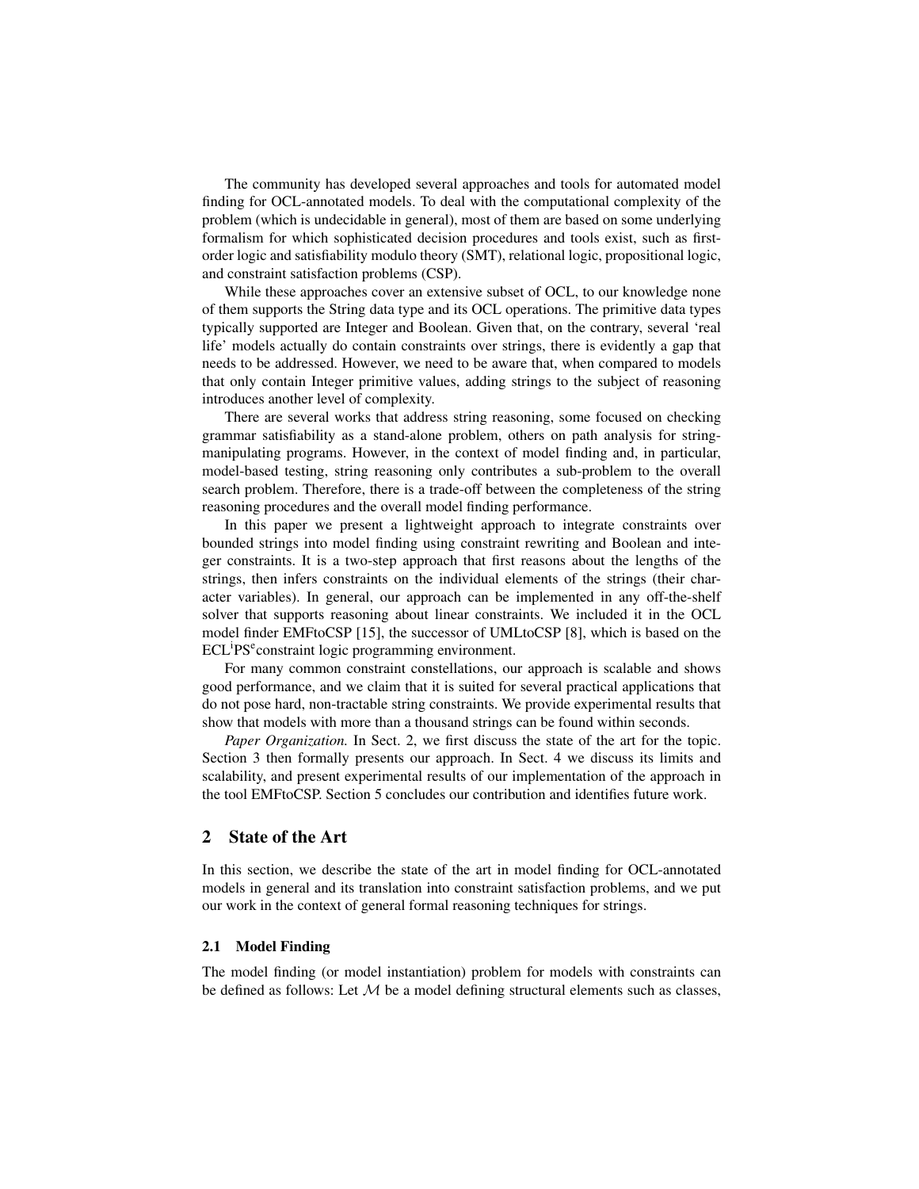The community has developed several approaches and tools for automated model finding for OCL-annotated models. To deal with the computational complexity of the problem (which is undecidable in general), most of them are based on some underlying formalism for which sophisticated decision procedures and tools exist, such as first-order logic and satisfiability modulo theory (SMT), relational logic, propositional logic, and constraint satisfaction problems (CSP).

While these approaches cover an extensive subset of OCL, to our knowledge none of them supports the String data type and its OCL operations. The primitive data types typically supported are Integer and Boolean. Given that, on the contrary, several 'real life' models actually do contain constraints over strings, there is evidently a gap that needs to be addressed. However, we need to be aware that, when compared to models that only contain Integer primitive values, adding strings to the subject of reasoning introduces another level of complexity.

There are several works that address string reasoning, some focused on checking grammar satisfiability as a stand-alone problem, others on path analysis for string-manipulating programs. However, in the context of model finding and, in particular, model-based testing, string reasoning only contributes a sub-problem to the overall search problem. Therefore, there is a trade-off between the completeness of the string reasoning procedures and the overall model finding performance.

In this paper we present a lightweight approach to integrate constraints over bounded strings into model finding using constraint rewriting and Boolean and integer constraints. It is a two-step approach that first reasons about the lengths of the strings, then infers constraints on the individual elements of the strings (their character variables). In general, our approach can be implemented in any off-the-shelf solver that supports reasoning about linear constraints. We included it in the OCL model finder EMFtoCSP [15], the successor of UMLtoCSP [8], which is based on the ECL$^i$PS$^e$ constraint logic programming environment.

For many common constraint constellations, our approach is scalable and shows good performance, and we claim that it is suited for several practical applications that do not pose hard, non-tractable string constraints. We provide experimental results that show that models with more than a thousand strings can be found within seconds.

*Paper Organization.* In Sect. 2, we first discuss the state of the art for the topic. Section 3 then formally presents our approach. In Sect. 4 we discuss its limits and scalability, and present experimental results of our implementation of the approach in the tool EMFtoCSP. Section 5 concludes our contribution and identifies future work.

## 2 State of the Art

In this section, we describe the state of the art in model finding for OCL-annotated models in general and its translation into constraint satisfaction problems, and we put our work in the context of general formal reasoning techniques for strings.

### 2.1 Model Finding

The model finding (or model instantiation) problem for models with constraints can be defined as follows: Let $\mathcal{M}$ be a model defining structural elements such as classes,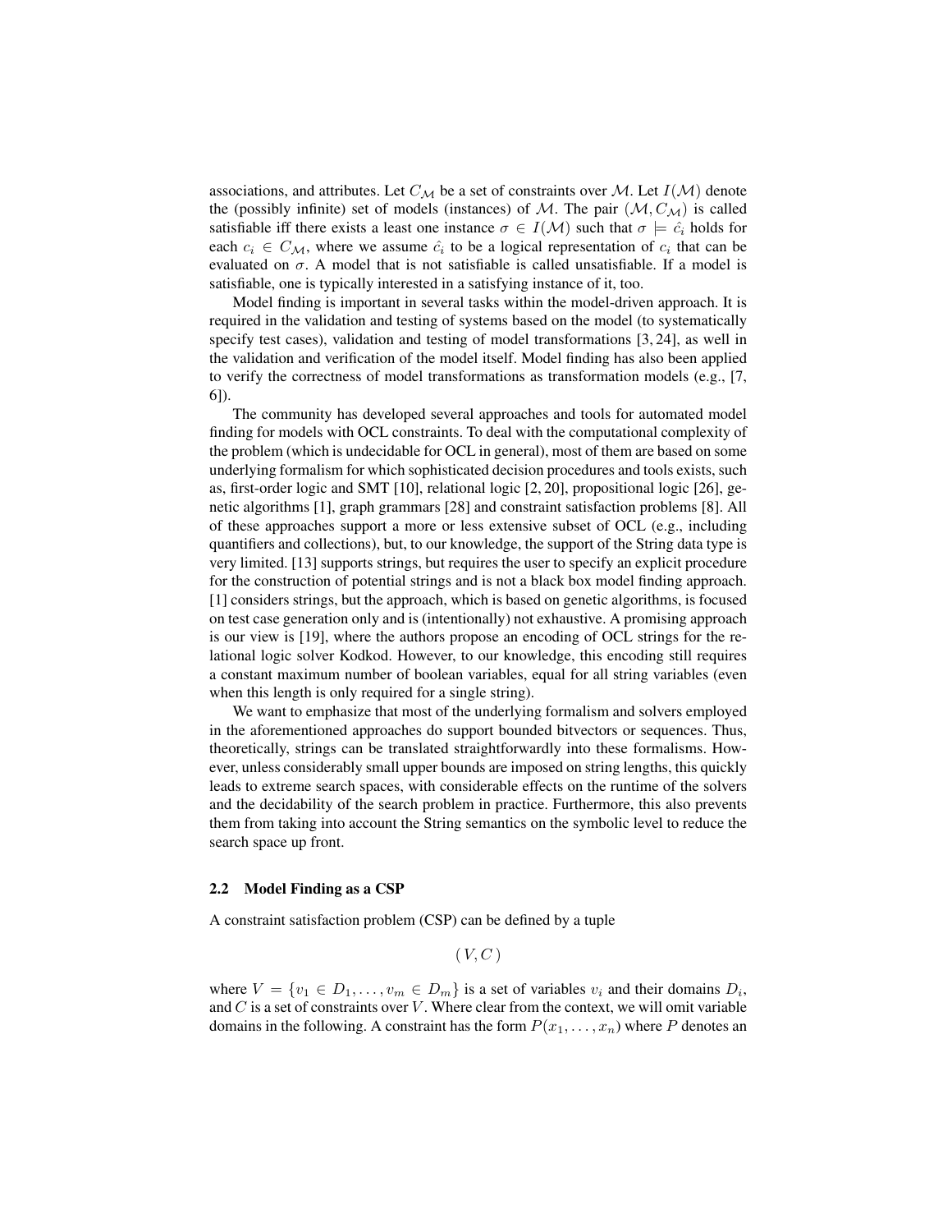associations, and attributes. Let $C_{\mathcal{M}}$ be a set of constraints over $\mathcal{M}$. Let $I(\mathcal{M})$ denote the (possibly infinite) set of models (instances) of $\mathcal{M}$. The pair $(\mathcal{M}, C_{\mathcal{M}})$ is called satisfiable iff there exists a least one instance $\sigma \in I(\mathcal{M})$ such that $\sigma \models \hat{c}_i$ holds for each $c_i \in C_{\mathcal{M}}$, where we assume $\hat{c}_i$ to be a logical representation of $c_i$ that can be evaluated on $\sigma$. A model that is not satisfiable is called unsatisfiable. If a model is satisfiable, one is typically interested in a satisfying instance of it, too.

Model finding is important in several tasks within the model-driven approach. It is required in the validation and testing of systems based on the model (to systematically specify test cases), validation and testing of model transformations [3, 24], as well in the validation and verification of the model itself. Model finding has also been applied to verify the correctness of model transformations as transformation models (e.g., [7, 6]).

The community has developed several approaches and tools for automated model finding for models with OCL constraints. To deal with the computational complexity of the problem (which is undecidable for OCL in general), most of them are based on some underlying formalism for which sophisticated decision procedures and tools exists, such as, first-order logic and SMT [10], relational logic [2, 20], propositional logic [26], genetic algorithms [1], graph grammars [28] and constraint satisfaction problems [8]. All of these approaches support a more or less extensive subset of OCL (e.g., including quantifiers and collections), but, to our knowledge, the support of the String data type is very limited. [13] supports strings, but requires the user to specify an explicit procedure for the construction of potential strings and is not a black box model finding approach. [1] considers strings, but the approach, which is based on genetic algorithms, is focused on test case generation only and is (intentionally) not exhaustive. A promising approach is our view is [19], where the authors propose an encoding of OCL strings for the relational logic solver Kodkod. However, to our knowledge, this encoding still requires a constant maximum number of boolean variables, equal for all string variables (even when this length is only required for a single string).

We want to emphasize that most of the underlying formalism and solvers employed in the aforementioned approaches do support bounded bitvectors or sequences. Thus, theoretically, strings can be translated straightforwardly into these formalisms. However, unless considerably small upper bounds are imposed on string lengths, this quickly leads to extreme search spaces, with considerable effects on the runtime of the solvers and the decidability of the search problem in practice. Furthermore, this also prevents them from taking into account the String semantics on the symbolic level to reduce the search space up front.

### 2.2 Model Finding as a CSP

A constraint satisfaction problem (CSP) can be defined by a tuple

$$( V, C )$$

where $V = \{v_1 \in D_1, \ldots, v_m \in D_m\}$ is a set of variables $v_i$ and their domains $D_i$, and $C$ is a set of constraints over $V$. Where clear from the context, we will omit variable domains in the following. A constraint has the form $P(x_1, \ldots, x_n)$ where $P$ denotes an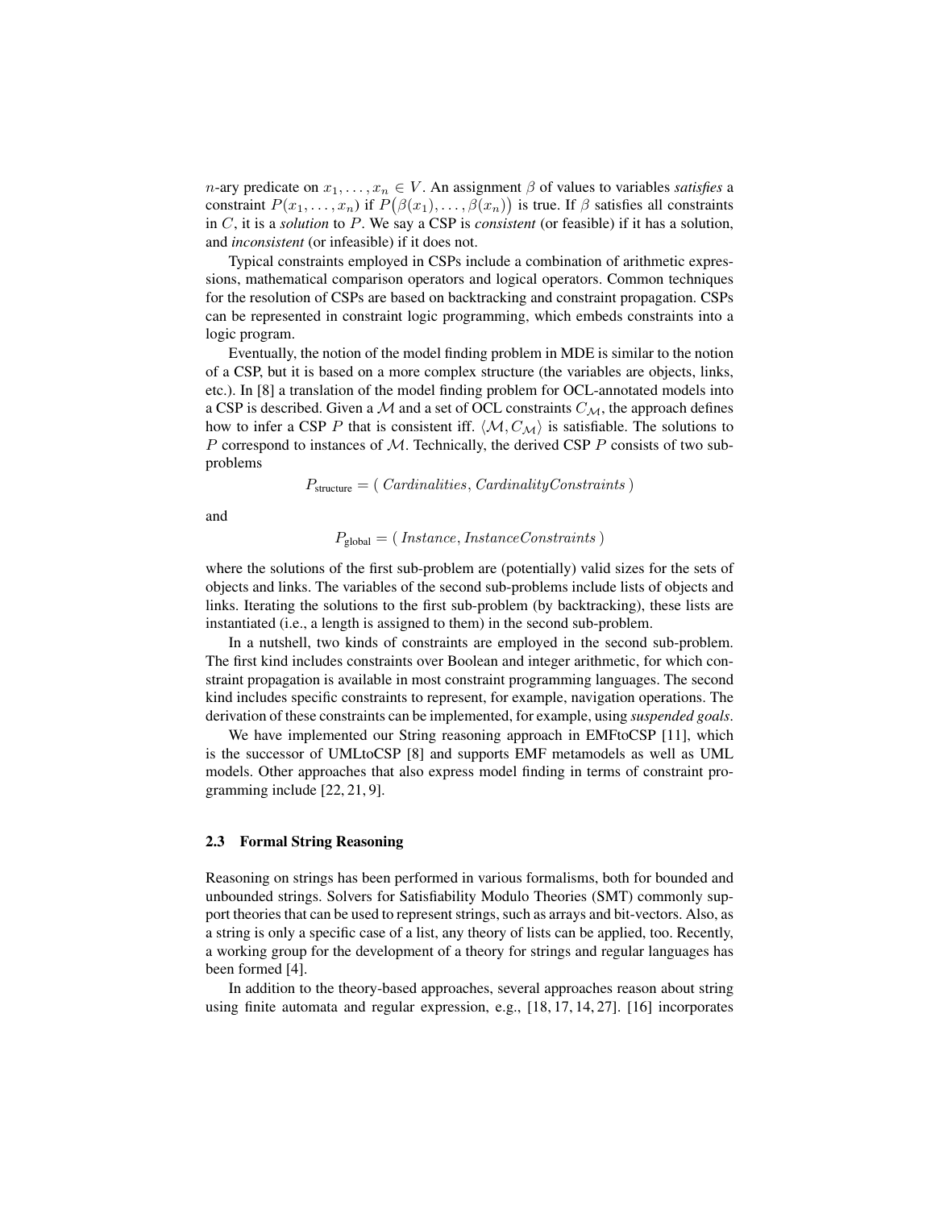$n$-ary predicate on $x_1, \ldots, x_n \in V$. An assignment $\beta$ of values to variables *satisfies* a constraint $P(x_1, \ldots, x_n)$ if $P\big(\beta(x_1), \ldots, \beta(x_n)\big)$ is true. If $\beta$ satisfies all constraints in $C$, it is a *solution* to $P$. We say a CSP is *consistent* (or feasible) if it has a solution, and *inconsistent* (or infeasible) if it does not.

Typical constraints employed in CSPs include a combination of arithmetic expressions, mathematical comparison operators and logical operators. Common techniques for the resolution of CSPs are based on backtracking and constraint propagation. CSPs can be represented in constraint logic programming, which embeds constraints into a logic program.

Eventually, the notion of the model finding problem in MDE is similar to the notion of a CSP, but it is based on a more complex structure (the variables are objects, links, etc.). In [8] a translation of the model finding problem for OCL-annotated models into a CSP is described. Given a $\mathcal{M}$ and a set of OCL constraints $C_{\mathcal{M}}$, the approach defines how to infer a CSP $P$ that is consistent iff. $\langle \mathcal{M}, C_{\mathcal{M}} \rangle$ is satisfiable. The solutions to $P$ correspond to instances of $\mathcal{M}$. Technically, the derived CSP $P$ consists of two sub-problems

$$P_{\text{structure}} = (\, \mathit{Cardinalities}, \mathit{CardinalityConstraints}\,)$$

and

$$P_{\text{global}} = (\, \mathit{Instance}, \mathit{InstanceConstraints}\,)$$

where the solutions of the first sub-problem are (potentially) valid sizes for the sets of objects and links. The variables of the second sub-problems include lists of objects and links. Iterating the solutions to the first sub-problem (by backtracking), these lists are instantiated (i.e., a length is assigned to them) in the second sub-problem.

In a nutshell, two kinds of constraints are employed in the second sub-problem. The first kind includes constraints over Boolean and integer arithmetic, for which constraint propagation is available in most constraint programming languages. The second kind includes specific constraints to represent, for example, navigation operations. The derivation of these constraints can be implemented, for example, using *suspended goals*.

We have implemented our String reasoning approach in EMFtoCSP [11], which is the successor of UMLtoCSP [8] and supports EMF metamodels as well as UML models. Other approaches that also express model finding in terms of constraint programming include [22, 21, 9].

### 2.3 Formal String Reasoning

Reasoning on strings has been performed in various formalisms, both for bounded and unbounded strings. Solvers for Satisfiability Modulo Theories (SMT) commonly support theories that can be used to represent strings, such as arrays and bit-vectors. Also, as a string is only a specific case of a list, any theory of lists can be applied, too. Recently, a working group for the development of a theory for strings and regular languages has been formed [4].

In addition to the theory-based approaches, several approaches reason about string using finite automata and regular expression, e.g., [18, 17, 14, 27]. [16] incorporates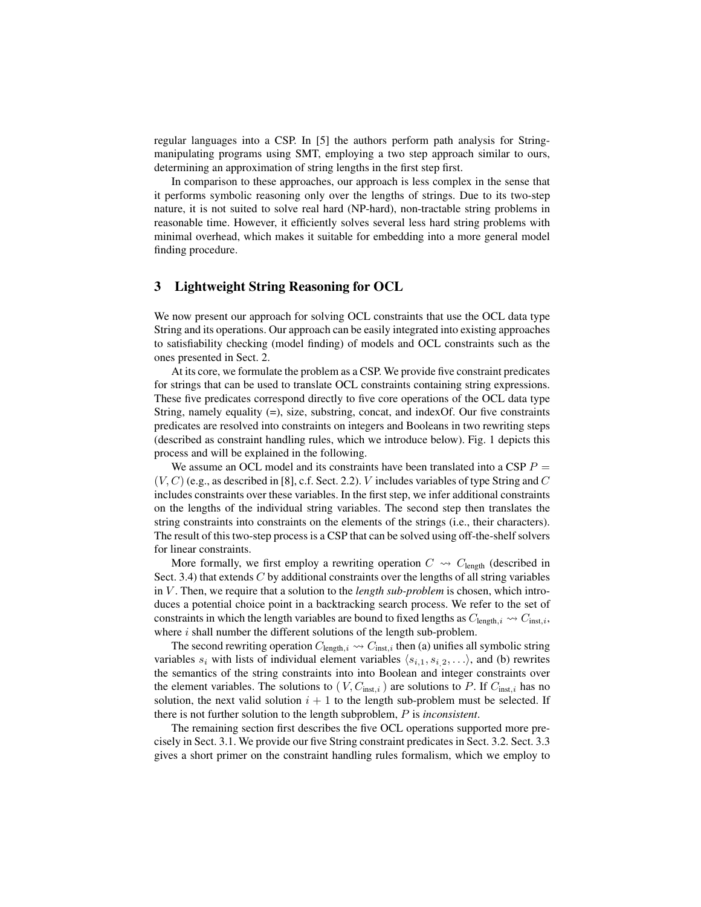regular languages into a CSP. In [5] the authors perform path analysis for String-manipulating programs using SMT, employing a two step approach similar to ours, determining an approximation of string lengths in the first step first.

In comparison to these approaches, our approach is less complex in the sense that it performs symbolic reasoning only over the lengths of strings. Due to its two-step nature, it is not suited to solve real hard (NP-hard), non-tractable string problems in reasonable time. However, it efficiently solves several less hard string problems with minimal overhead, which makes it suitable for embedding into a more general model finding procedure.

## 3 Lightweight String Reasoning for OCL

We now present our approach for solving OCL constraints that use the OCL data type String and its operations. Our approach can be easily integrated into existing approaches to satisfiability checking (model finding) of models and OCL constraints such as the ones presented in Sect. 2.

At its core, we formulate the problem as a CSP. We provide five constraint predicates for strings that can be used to translate OCL constraints containing string expressions. These five predicates correspond directly to five core operations of the OCL data type String, namely equality (=), size, substring, concat, and indexOf. Our five constraints predicates are resolved into constraints on integers and Booleans in two rewriting steps (described as constraint handling rules, which we introduce below). Fig. 1 depicts this process and will be explained in the following.

We assume an OCL model and its constraints have been translated into a CSP $P = (V, C)$ (e.g., as described in [8], c.f. Sect. 2.2). $V$ includes variables of type String and $C$ includes constraints over these variables. In the first step, we infer additional constraints on the lengths of the individual string variables. The second step then translates the string constraints into constraints on the elements of the strings (i.e., their characters). The result of this two-step process is a CSP that can be solved using off-the-shelf solvers for linear constraints.

More formally, we first employ a rewriting operation $C \rightsquigarrow C_{\text{length}}$ (described in Sect. 3.4) that extends $C$ by additional constraints over the lengths of all string variables in $V$. Then, we require that a solution to the *length sub-problem* is chosen, which introduces a potential choice point in a backtracking search process. We refer to the set of constraints in which the length variables are bound to fixed lengths as $C_{\text{length},i} \rightsquigarrow C_{\text{inst},i}$, where $i$ shall number the different solutions of the length sub-problem.

The second rewriting operation $C_{\text{length},i} \rightsquigarrow C_{\text{inst},i}$ then (a) unifies all symbolic string variables $s_i$ with lists of individual element variables $\langle s_{i,1}, s_{i,2}, \ldots \rangle$, and (b) rewrites the semantics of the string constraints into into Boolean and integer constraints over the element variables. The solutions to $(V, C_{\text{inst},i})$ are solutions to $P$. If $C_{\text{inst},i}$ has no solution, the next valid solution $i + 1$ to the length sub-problem must be selected. If there is not further solution to the length subproblem, $P$ is *inconsistent*.

The remaining section first describes the five OCL operations supported more precisely in Sect. 3.1. We provide our five String constraint predicates in Sect. 3.2. Sect. 3.3 gives a short primer on the constraint handling rules formalism, which we employ to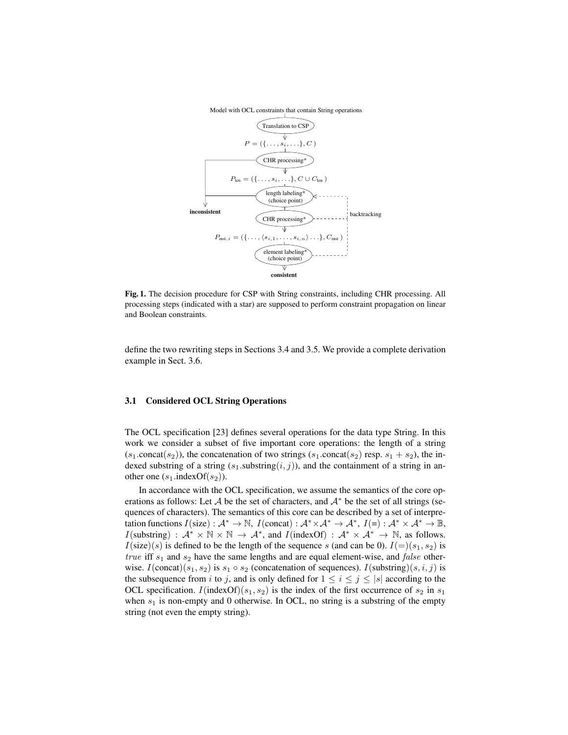Model with OCL constraints that contain String operations

Translation to CSP

$P = (\{\ldots, s_i, \ldots\}, C)$

CHR processing*

$P_{\text{len}} = (\{\ldots, s_i, \ldots\}, C \cup C_{\text{len}})$

length labeling* (choice point)

inconsistent

CHR processing*

backtracking

$P_{\text{inst},i} = (\{\ldots, \langle s_{i,1}, \ldots, s_{i,n}\rangle \ldots\}, C_{\text{inst}})$

element labeling* (choice point)

consistent

**Fig. 1.** The decision procedure for CSP with String constraints, including CHR processing. All processing steps (indicated with a star) are supposed to perform constraint propagation on linear and Boolean constraints.

define the two rewriting steps in Sections 3.4 and 3.5. We provide a complete derivation example in Sect. 3.6.

### 3.1 Considered OCL String Operations

The OCL specification [23] defines several operations for the data type String. In this work we consider a subset of five important core operations: the length of a string ($s_1$.concat($s_2$)), the concatenation of two strings ($s_1$.concat($s_2$) resp. $s_1 + s_2$), the indexed substring of a string ($s_1$.substring($i, j$)), and the containment of a string in another one ($s_1$.indexOf($s_2$)).

In accordance with the OCL specification, we assume the semantics of the core operations as follows: Let $\mathcal{A}$ be the set of characters, and $\mathcal{A}^*$ be the set of all strings (sequences of characters). The semantics of this core can be described by a set of interpretation functions $I(\text{size}) : \mathcal{A}^* \to \mathbb{N}$, $I(\text{concat}) : \mathcal{A}^* \times \mathcal{A}^* \to \mathcal{A}^*$, $I(=) : \mathcal{A}^* \times \mathcal{A}^* \to \mathbb{B}$, $I(\text{substring}) : \mathcal{A}^* \times \mathbb{N} \times \mathbb{N} \to \mathcal{A}^*$, and $I(\text{indexOf}) : \mathcal{A}^* \times \mathcal{A}^* \to \mathbb{N}$, as follows. $I(\text{size})(s)$ is defined to be the length of the sequence $s$ (and can be 0). $I(=)(s_1, s_2)$ is *true* iff $s_1$ and $s_2$ have the same lengths and are equal element-wise, and *false* otherwise. $I(\text{concat})(s_1, s_2)$ is $s_1 \circ s_2$ (concatenation of sequences). $I(\text{substring})(s, i, j)$ is the subsequence from $i$ to $j$, and is only defined for $1 \leq i \leq j \leq |s|$ according to the OCL specification. $I(\text{indexOf})(s_1, s_2)$ is the index of the first occurrence of $s_2$ in $s_1$ when $s_1$ is non-empty and 0 otherwise. In OCL, no string is a substring of the empty string (not even the empty string).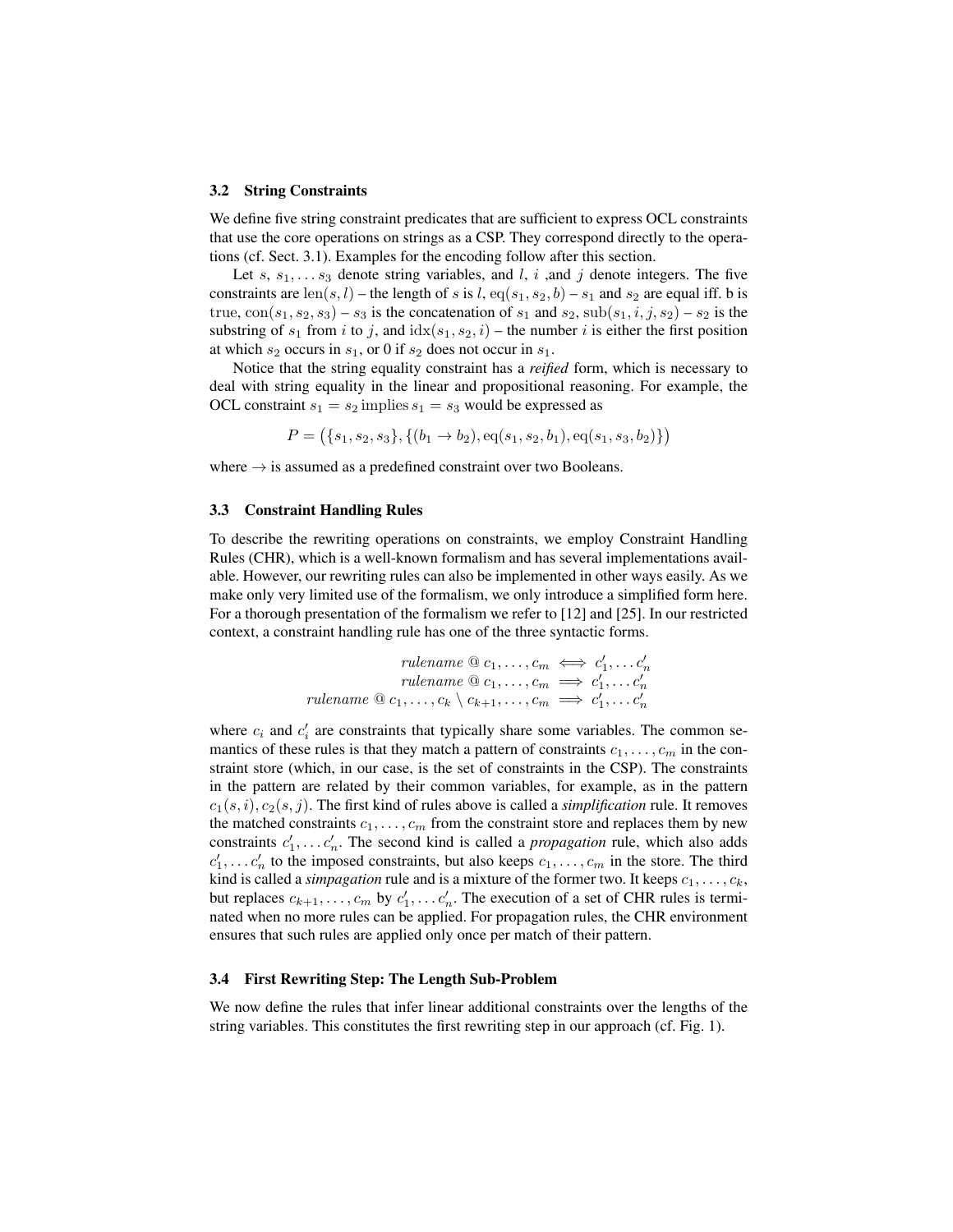### 3.2 String Constraints

We define five string constraint predicates that are sufficient to express OCL constraints that use the core operations on strings as a CSP. They correspond directly to the operations (cf. Sect. 3.1). Examples for the encoding follow after this section.

Let $s$, $s_1, \ldots s_3$ denote string variables, and $l$, $i$ ,and $j$ denote integers. The five constraints are $\text{len}(s, l)$ – the length of $s$ is $l$, $\text{eq}(s_1, s_2, b)$ – $s_1$ and $s_2$ are equal iff. b is $\text{true}$, $\text{con}(s_1, s_2, s_3)$ – $s_3$ is the concatenation of $s_1$ and $s_2$, $\text{sub}(s_1, i, j, s_2)$ – $s_2$ is the substring of $s_1$ from $i$ to $j$, and $\text{idx}(s_1, s_2, i)$ – the number $i$ is either the first position at which $s_2$ occurs in $s_1$, or 0 if $s_2$ does not occur in $s_1$.

Notice that the string equality constraint has a *reified* form, which is necessary to deal with string equality in the linear and propositional reasoning. For example, the OCL constraint $s_1 = s_2 \,\text{implies}\, s_1 = s_3$ would be expressed as

$$P = \big(\{s_1, s_2, s_3\}, \{(b_1 \rightarrow b_2), \text{eq}(s_1, s_2, b_1), \text{eq}(s_1, s_3, b_2)\}\big)$$

where $\rightarrow$ is assumed as a predefined constraint over two Booleans.

### 3.3 Constraint Handling Rules

To describe the rewriting operations on constraints, we employ Constraint Handling Rules (CHR), which is a well-known formalism and has several implementations available. However, our rewriting rules can also be implemented in other ways easily. As we make only very limited use of the formalism, we only introduce a simplified form here. For a thorough presentation of the formalism we refer to [12] and [25]. In our restricted context, a constraint handling rule has one of the three syntactic forms.

$$\begin{aligned} \textit{rulename} \,@\, c_1, \ldots, c_m &\iff c'_1, \ldots c'_n \\ \textit{rulename} \,@\, c_1, \ldots, c_m &\implies c'_1, \ldots c'_n \\ \textit{rulename} \,@\, c_1, \ldots, c_k \setminus c_{k+1}, \ldots, c_m &\implies c'_1, \ldots c'_n \end{aligned}$$

where $c_i$ and $c'_i$ are constraints that typically share some variables. The common semantics of these rules is that they match a pattern of constraints $c_1, \ldots, c_m$ in the constraint store (which, in our case, is the set of constraints in the CSP). The constraints in the pattern are related by their common variables, for example, as in the pattern $c_1(s, i), c_2(s, j)$. The first kind of rules above is called a *simplification* rule. It removes the matched constraints $c_1, \ldots, c_m$ from the constraint store and replaces them by new constraints $c'_1, \ldots c'_n$. The second kind is called a *propagation* rule, which also adds $c'_1, \ldots c'_n$ to the imposed constraints, but also keeps $c_1, \ldots, c_m$ in the store. The third kind is called a *simpagation* rule and is a mixture of the former two. It keeps $c_1, \ldots, c_k$, but replaces $c_{k+1}, \ldots, c_m$ by $c'_1, \ldots c'_n$. The execution of a set of CHR rules is terminated when no more rules can be applied. For propagation rules, the CHR environment ensures that such rules are applied only once per match of their pattern.

### 3.4 First Rewriting Step: The Length Sub-Problem

We now define the rules that infer linear additional constraints over the lengths of the string variables. This constitutes the first rewriting step in our approach (cf. Fig. 1).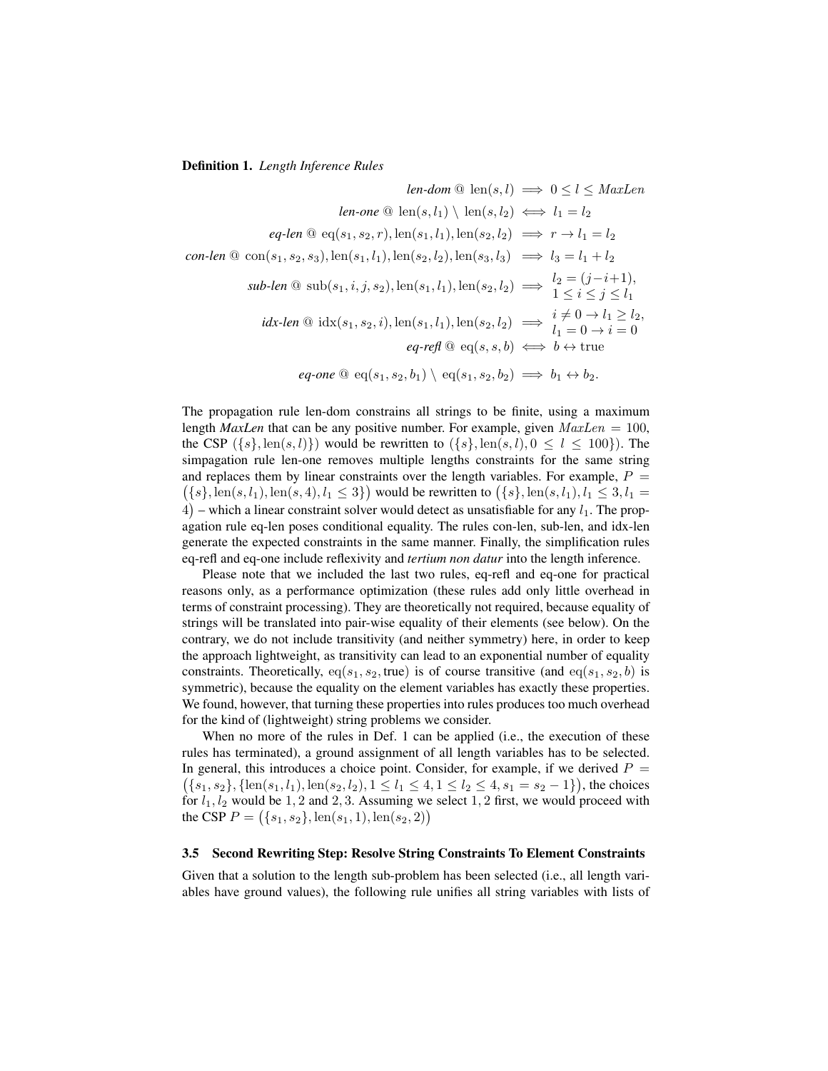**Definition 1.** *Length Inference Rules*

$$
\begin{aligned}
\textit{len-dom} \ @ \ \mathrm{len}(s,l) \ &\Longrightarrow \ 0 \leq l \leq \mathit{MaxLen} \\
\textit{len-one} \ @ \ \mathrm{len}(s,l_1) \setminus \mathrm{len}(s,l_2) \ &\Longleftrightarrow \ l_1 = l_2 \\
\textit{eq-len} \ @ \ \mathrm{eq}(s_1,s_2,r), \mathrm{len}(s_1,l_1), \mathrm{len}(s_2,l_2) \ &\Longrightarrow \ r \rightarrow l_1 = l_2 \\
\textit{con-len} \ @ \ \mathrm{con}(s_1,s_2,s_3), \mathrm{len}(s_1,l_1), \mathrm{len}(s_2,l_2), \mathrm{len}(s_3,l_3) \ &\Longrightarrow \ l_3 = l_1 + l_2 \\
\textit{sub-len} \ @ \ \mathrm{sub}(s_1,i,j,s_2), \mathrm{len}(s_1,l_1), \mathrm{len}(s_2,l_2) \ &\Longrightarrow \ \begin{array}{l} l_2 = (j - i + 1), \\ 1 \leq i \leq j \leq l_1 \end{array} \\
\textit{idx-len} \ @ \ \mathrm{idx}(s_1,s_2,i), \mathrm{len}(s_1,l_1), \mathrm{len}(s_2,l_2) \ &\Longrightarrow \ \begin{array}{l} i \neq 0 \rightarrow l_1 \geq l_2, \\ l_1 = 0 \rightarrow i = 0 \end{array} \\
\textit{eq-refl} \ @ \ \mathrm{eq}(s,s,b) \ &\Longleftrightarrow \ b \leftrightarrow \mathrm{true} \\
\textit{eq-one} \ @ \ \mathrm{eq}(s_1,s_2,b_1) \setminus \mathrm{eq}(s_1,s_2,b_2) \ &\Longrightarrow \ b_1 \leftrightarrow b_2.
\end{aligned}
$$

The propagation rule len-dom constrains all strings to be finite, using a maximum length *MaxLen* that can be any positive number. For example, given $\mathit{MaxLen} = 100$, the CSP $(\{s\}, \mathrm{len}(s,l)\})$ would be rewritten to $(\{s\}, \mathrm{len}(s,l), 0 \leq l \leq 100\})$. The simpagation rule len-one removes multiple lengths constraints for the same string and replaces them by linear constraints over the length variables. For example, $P = \big(\{s\}, \mathrm{len}(s,l_1), \mathrm{len}(s,4), l_1 \leq 3\}\big)$ would be rewritten to $\big(\{s\}, \mathrm{len}(s,l_1), l_1 \leq 3, l_1 = 4\big)$ – which a linear constraint solver would detect as unsatisfiable for any $l_1$. The propagation rule eq-len poses conditional equality. The rules con-len, sub-len, and idx-len generate the expected constraints in the same manner. Finally, the simplification rules eq-refl and eq-one include reflexivity and *tertium non datur* into the length inference.

Please note that we included the last two rules, eq-refl and eq-one for practical reasons only, as a performance optimization (these rules add only little overhead in terms of constraint processing). They are theoretically not required, because equality of strings will be translated into pair-wise equality of their elements (see below). On the contrary, we do not include transitivity (and neither symmetry) here, in order to keep the approach lightweight, as transitivity can lead to an exponential number of equality constraints. Theoretically, $\mathrm{eq}(s_1,s_2,\mathrm{true})$ is of course transitive (and $\mathrm{eq}(s_1,s_2,b)$ is symmetric), because the equality on the element variables has exactly these properties. We found, however, that turning these properties into rules produces too much overhead for the kind of (lightweight) string problems we consider.

When no more of the rules in Def. 1 can be applied (i.e., the execution of these rules has terminated), a ground assignment of all length variables has to be selected. In general, this introduces a choice point. Consider, for example, if we derived $P = \big(\{s_1,s_2\}, \{\mathrm{len}(s_1,l_1), \mathrm{len}(s_2,l_2), 1 \leq l_1 \leq 4, 1 \leq l_2 \leq 4, s_1 = s_2 - 1\}\big)$, the choices for $l_1, l_2$ would be $1,2$ and $2,3$. Assuming we select $1,2$ first, we would proceed with the CSP $P = \big(\{s_1,s_2\}, \mathrm{len}(s_1,1), \mathrm{len}(s_2,2)\big)$

### 3.5 Second Rewriting Step: Resolve String Constraints To Element Constraints

Given that a solution to the length sub-problem has been selected (i.e., all length variables have ground values), the following rule unifies all string variables with lists of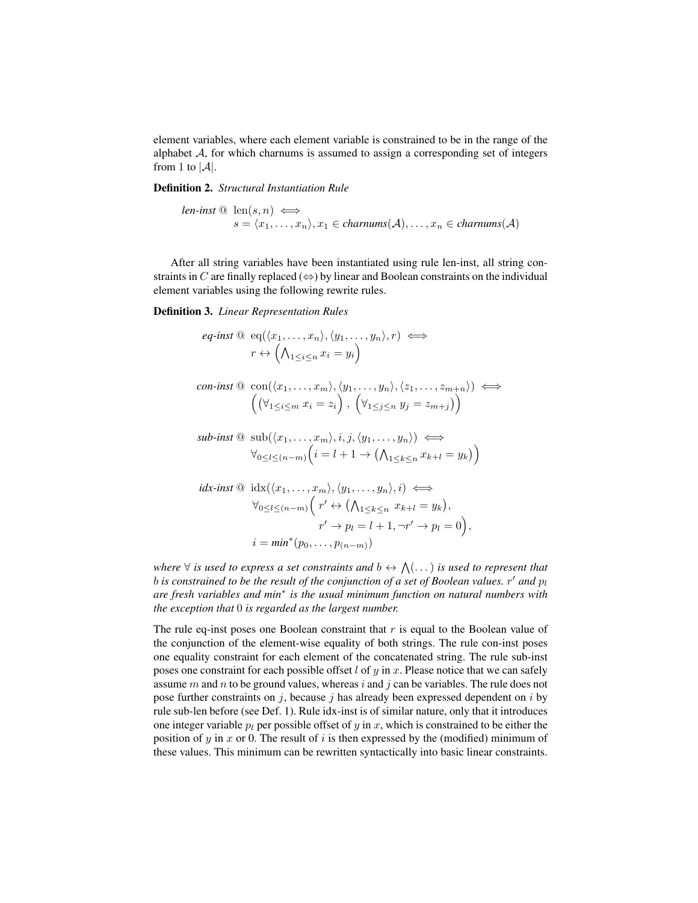element variables, where each element variable is constrained to be in the range of the alphabet $\mathcal{A}$, for which charnums is assumed to assign a corresponding set of integers from 1 to $|\mathcal{A}|$.

**Definition 2.** *Structural Instantiation Rule*

$$\textit{len-inst} \ @ \ \mathrm{len}(s, n) \iff s = \langle x_1, \ldots, x_n \rangle, x_1 \in \textit{charnums}(\mathcal{A}), \ldots, x_n \in \textit{charnums}(\mathcal{A})$$

After all string variables have been instantiated using rule len-inst, all string constraints in $C$ are finally replaced ($\Leftrightarrow$) by linear and Boolean constraints on the individual element variables using the following rewrite rules.

**Definition 3.** *Linear Representation Rules*

$$\textit{eq-inst} \ @ \ \mathrm{eq}(\langle x_1, \ldots, x_n \rangle, \langle y_1, \ldots, y_n \rangle, r) \iff r \leftrightarrow \left( \bigwedge\nolimits_{1 \leq i \leq n} x_i = y_i \right)$$

$$\textit{con-inst} \ @ \ \mathrm{con}(\langle x_1, \ldots, x_m \rangle, \langle y_1, \ldots, y_n \rangle, \langle z_1, \ldots, z_{m+n} \rangle) \iff \left( \left( \forall_{1 \leq i \leq m} \, x_i = z_i \right), \, \left( \forall_{1 \leq j \leq n} \, y_j = z_{m+j} \right) \right)$$

$$\textit{sub-inst} \ @ \ \mathrm{sub}(\langle x_1, \ldots, x_m \rangle, i, j, \langle y_1, \ldots, y_n \rangle) \iff \forall_{0 \leq l \leq (n-m)} \Big( i = l + 1 \rightarrow \left( \bigwedge\nolimits_{1 \leq k \leq n} x_{k+l} = y_k \right) \Big)$$

$$\begin{aligned} \textit{idx-inst} \ @ \ & \mathrm{idx}(\langle x_1, \ldots, x_m \rangle, \langle y_1, \ldots, y_n \rangle, i) \iff \\ & \forall_{0 \leq l \leq (n-m)} \Big( \, r' \leftrightarrow \left( \bigwedge\nolimits_{1 \leq k \leq n} \ x_{k+l} = y_k \right), \\ & \qquad r' \rightarrow p_l = l + 1, \neg r' \rightarrow p_l = 0 \Big), \\ & i = \textit{min}^*(p_0, \ldots, p_{(n-m)}) \end{aligned}$$

*where $\forall$ is used to express a set constraints and $b \leftrightarrow \bigwedge(\ldots)$ is used to represent that $b$ is constrained to be the result of the conjunction of a set of Boolean values. $r'$ and $p_l$ are fresh variables and $min^*$ is the usual minimum function on natural numbers with the exception that 0 is regarded as the largest number.*

The rule eq-inst poses one Boolean constraint that $r$ is equal to the Boolean value of the conjunction of the element-wise equality of both strings. The rule con-inst poses one equality constraint for each element of the concatenated string. The rule sub-inst poses one constraint for each possible offset $l$ of $y$ in $x$. Please notice that we can safely assume $m$ and $n$ to be ground values, whereas $i$ and $j$ can be variables. The rule does not pose further constraints on $j$, because $j$ has already been expressed dependent on $i$ by rule sub-len before (see Def. 1). Rule idx-inst is of similar nature, only that it introduces one integer variable $p_l$ per possible offset of $y$ in $x$, which is constrained to be either the position of $y$ in $x$ or 0. The result of $i$ is then expressed by the (modified) minimum of these values. This minimum can be rewritten syntactically into basic linear constraints.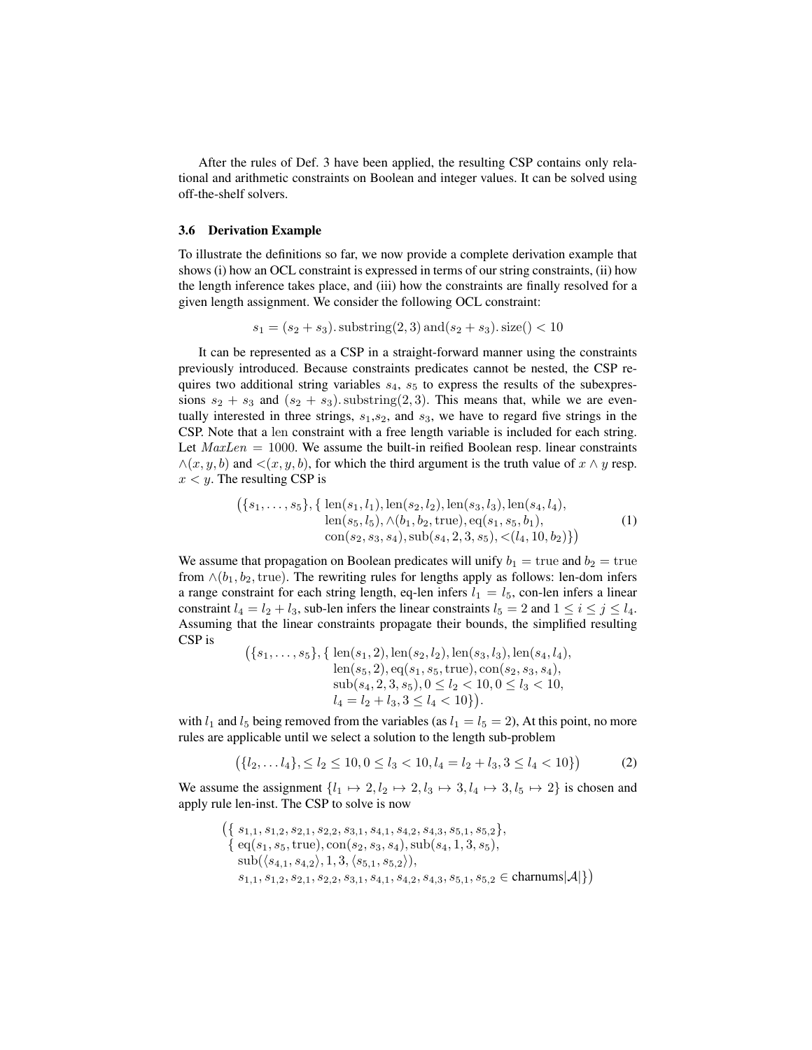After the rules of Def. 3 have been applied, the resulting CSP contains only relational and arithmetic constraints on Boolean and integer values. It can be solved using off-the-shelf solvers.

### 3.6 Derivation Example

To illustrate the definitions so far, we now provide a complete derivation example that shows (i) how an OCL constraint is expressed in terms of our string constraints, (ii) how the length inference takes place, and (iii) how the constraints are finally resolved for a given length assignment. We consider the following OCL constraint:

$$s_1 = (s_2 + s_3).\,\mathrm{substring}(2, 3)\,\mathrm{and}(s_2 + s_3).\,\mathrm{size}() < 10$$

It can be represented as a CSP in a straight-forward manner using the constraints previously introduced. Because constraints predicates cannot be nested, the CSP requires two additional string variables $s_4$, $s_5$ to express the results of the subexpressions $s_2 + s_3$ and $(s_2 + s_3).\,\mathrm{substring}(2, 3)$. This means that, while we are eventually interested in three strings, $s_1$,$s_2$, and $s_3$, we have to regard five strings in the CSP. Note that a len constraint with a free length variable is included for each string. Let $MaxLen = 1000$. We assume the built-in reified Boolean resp. linear constraints $\wedge(x, y, b)$ and $<(x, y, b)$, for which the third argument is the truth value of $x \wedge y$ resp. $x < y$. The resulting CSP is

$$\begin{aligned}\big(\{s_1, \ldots, s_5\}, \{\ & \mathrm{len}(s_1, l_1), \mathrm{len}(s_2, l_2), \mathrm{len}(s_3, l_3), \mathrm{len}(s_4, l_4),\\ & \mathrm{len}(s_5, l_5), \wedge(b_1, b_2, \mathrm{true}), \mathrm{eq}(s_1, s_5, b_1),\\ & \mathrm{con}(s_2, s_3, s_4), \mathrm{sub}(s_4, 2, 3, s_5), <(l_4, 10, b_2)\}\big)\end{aligned} \tag{1}$$

We assume that propagation on Boolean predicates will unify $b_1 = \mathrm{true}$ and $b_2 = \mathrm{true}$ from $\wedge(b_1, b_2, \mathrm{true})$. The rewriting rules for lengths apply as follows: len-dom infers a range constraint for each string length, eq-len infers $l_1 = l_5$, con-len infers a linear constraint $l_4 = l_2 + l_3$, sub-len infers the linear constraints $l_5 = 2$ and $1 \leq i \leq j \leq l_4$. Assuming that the linear constraints propagate their bounds, the simplified resulting CSP is

$$\begin{aligned}\big(\{s_1, \ldots, s_5\}, \{\ & \mathrm{len}(s_1, 2), \mathrm{len}(s_2, l_2), \mathrm{len}(s_3, l_3), \mathrm{len}(s_4, l_4),\\ & \mathrm{len}(s_5, 2), \mathrm{eq}(s_1, s_5, \mathrm{true}), \mathrm{con}(s_2, s_3, s_4),\\ & \mathrm{sub}(s_4, 2, 3, s_5), 0 \leq l_2 < 10, 0 \leq l_3 < 10,\\ & l_4 = l_2 + l_3, 3 \leq l_4 < 10\}\big).\end{aligned}$$

with $l_1$ and $l_5$ being removed from the variables (as $l_1 = l_5 = 2$), At this point, no more rules are applicable until we select a solution to the length sub-problem

$$\big(\{l_2, \ldots l_4\}, \leq l_2 \leq 10, 0 \leq l_3 < 10, l_4 = l_2 + l_3, 3 \leq l_4 < 10\}\big) \tag{2}$$

We assume the assignment $\{l_1 \mapsto 2, l_2 \mapsto 2, l_3 \mapsto 3, l_4 \mapsto 3, l_5 \mapsto 2\}$ is chosen and apply rule len-inst. The CSP to solve is now

$$\begin{aligned}\big(\{\ & s_{1,1}, s_{1,2}, s_{2,1}, s_{2,2}, s_{3,1}, s_{4,1}, s_{4,2}, s_{4,3}, s_{5,1}, s_{5,2}\},\\ \{\ & \mathrm{eq}(s_1, s_5, \mathrm{true}), \mathrm{con}(s_2, s_3, s_4), \mathrm{sub}(s_4, 1, 3, s_5),\\ & \mathrm{sub}(\langle s_{4,1}, s_{4,2}\rangle, 1, 3, \langle s_{5,1}, s_{5,2}\rangle),\\ & s_{1,1}, s_{1,2}, s_{2,1}, s_{2,2}, s_{3,1}, s_{4,1}, s_{4,2}, s_{4,3}, s_{5,1}, s_{5,2} \in \mathrm{charnums}|\mathcal{A}|\}\big)\end{aligned}$$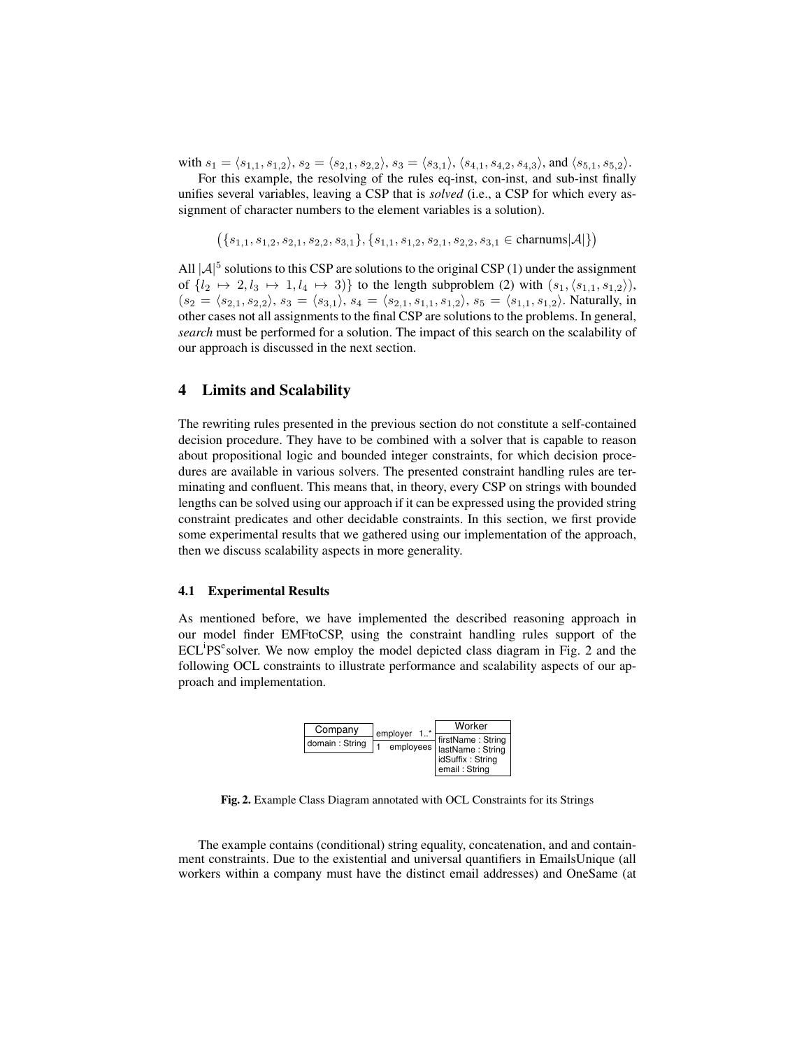with $s_1 = \langle s_{1,1}, s_{1,2}\rangle$, $s_2 = \langle s_{2,1}, s_{2,2}\rangle$, $s_3 = \langle s_{3,1}\rangle$, $\langle s_{4,1}, s_{4,2}, s_{4,3}\rangle$, and $\langle s_{5,1}, s_{5,2}\rangle$.

For this example, the resolving of the rules eq-inst, con-inst, and sub-inst finally unifies several variables, leaving a CSP that is *solved* (i.e., a CSP for which every assignment of character numbers to the element variables is a solution).

$$\big(\{s_{1,1}, s_{1,2}, s_{2,1}, s_{2,2}, s_{3,1}\}, \{s_{1,1}, s_{1,2}, s_{2,1}, s_{2,2}, s_{3,1} \in \text{charnums}|\mathcal{A}|\}\big)$$

All $|\mathcal{A}|^5$ solutions to this CSP are solutions to the original CSP (1) under the assignment of $\{l_2 \mapsto 2, l_3 \mapsto 1, l_4 \mapsto 3)\}$ to the length subproblem (2) with $(s_1, \langle s_{1,1}, s_{1,2}\rangle)$, $(s_2 = \langle s_{2,1}, s_{2,2}\rangle$, $s_3 = \langle s_{3,1}\rangle$, $s_4 = \langle s_{2,1}, s_{1,1}, s_{1,2}\rangle$, $s_5 = \langle s_{1,1}, s_{1,2}\rangle$. Naturally, in other cases not all assignments to the final CSP are solutions to the problems. In general, *search* must be performed for a solution. The impact of this search on the scalability of our approach is discussed in the next section.

## 4 Limits and Scalability

The rewriting rules presented in the previous section do not constitute a self-contained decision procedure. They have to be combined with a solver that is capable to reason about propositional logic and bounded integer constraints, for which decision procedures are available in various solvers. The presented constraint handling rules are terminating and confluent. This means that, in theory, every CSP on strings with bounded lengths can be solved using our approach if it can be expressed using the provided string constraint predicates and other decidable constraints. In this section, we first provide some experimental results that we gathered using our implementation of the approach, then we discuss scalability aspects in more generality.

### 4.1 Experimental Results

As mentioned before, we have implemented the described reasoning approach in our model finder EMFtoCSP, using the constraint handling rules support of the ECL$^i$PS$^e$solver. We now employ the model depicted class diagram in Fig. 2 and the following OCL constraints to illustrate performance and scalability aspects of our approach and implementation.

Company
domain : String
employer 1..*
1 employees
Worker
firstName : String
lastName : String
idSuffix : String
email : String

**Fig. 2.** Example Class Diagram annotated with OCL Constraints for its Strings

The example contains (conditional) string equality, concatenation, and and containment constraints. Due to the existential and universal quantifiers in EmailsUnique (all workers within a company must have the distinct email addresses) and OneSame (at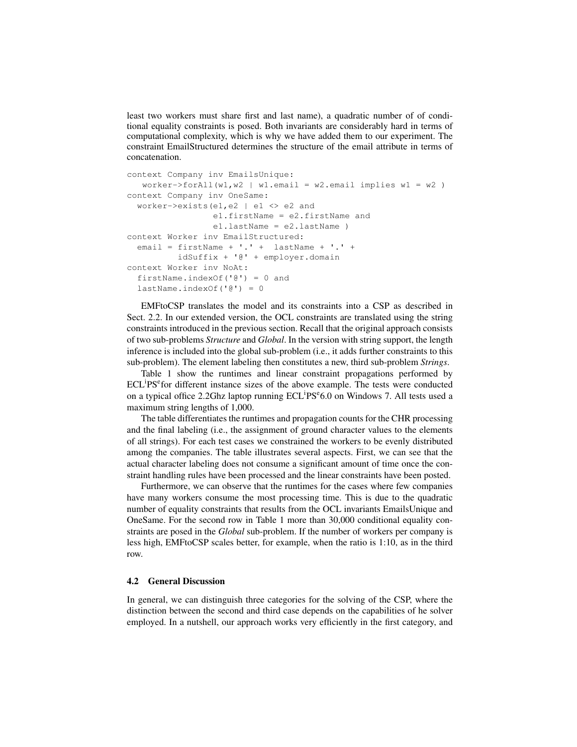least two workers must share first and last name), a quadratic number of of conditional equality constraints is posed. Both invariants are considerably hard in terms of computational complexity, which is why we have added them to our experiment. The constraint EmailStructured determines the structure of the email attribute in terms of concatenation.

```
context Company inv EmailsUnique:
   worker->forAll(w1,w2 | w1.email = w2.email implies w1 = w2 )
context Company inv OneSame:
  worker->exists(e1,e2 | e1 <> e2 and
                 e1.firstName = e2.firstName and
                 e1.lastName = e2.lastName )
context Worker inv EmailStructured:
  email = firstName + '.' +  lastName + '.' +
          idSuffix + '@' + employer.domain
context Worker inv NoAt:
  firstName.indexOf('@') = 0 and
  lastName.indexOf('@') = 0
```

EMFtoCSP translates the model and its constraints into a CSP as described in Sect. 2.2. In our extended version, the OCL constraints are translated using the string constraints introduced in the previous section. Recall that the original approach consists of two sub-problems *Structure* and *Global*. In the version with string support, the length inference is included into the global sub-problem (i.e., it adds further constraints to this sub-problem). The element labeling then constitutes a new, third sub-problem *Strings*.

Table 1 show the runtimes and linear constraint propagations performed by ECL$^i$PS$^e$for different instance sizes of the above example. The tests were conducted on a typical office 2.2Ghz laptop running ECL$^i$PS$^e$6.0 on Windows 7. All tests used a maximum string lengths of 1,000.

The table differentiates the runtimes and propagation counts for the CHR processing and the final labeling (i.e., the assignment of ground character values to the elements of all strings). For each test cases we constrained the workers to be evenly distributed among the companies. The table illustrates several aspects. First, we can see that the actual character labeling does not consume a significant amount of time once the constraint handling rules have been processed and the linear constraints have been posted.

Furthermore, we can observe that the runtimes for the cases where few companies have many workers consume the most processing time. This is due to the quadratic number of equality constraints that results from the OCL invariants EmailsUnique and OneSame. For the second row in Table 1 more than 30,000 conditional equality constraints are posed in the *Global* sub-problem. If the number of workers per company is less high, EMFtoCSP scales better, for example, when the ratio is 1:10, as in the third row.

### 4.2 General Discussion

In general, we can distinguish three categories for the solving of the CSP, where the distinction between the second and third case depends on the capabilities of he solver employed. In a nutshell, our approach works very efficiently in the first category, and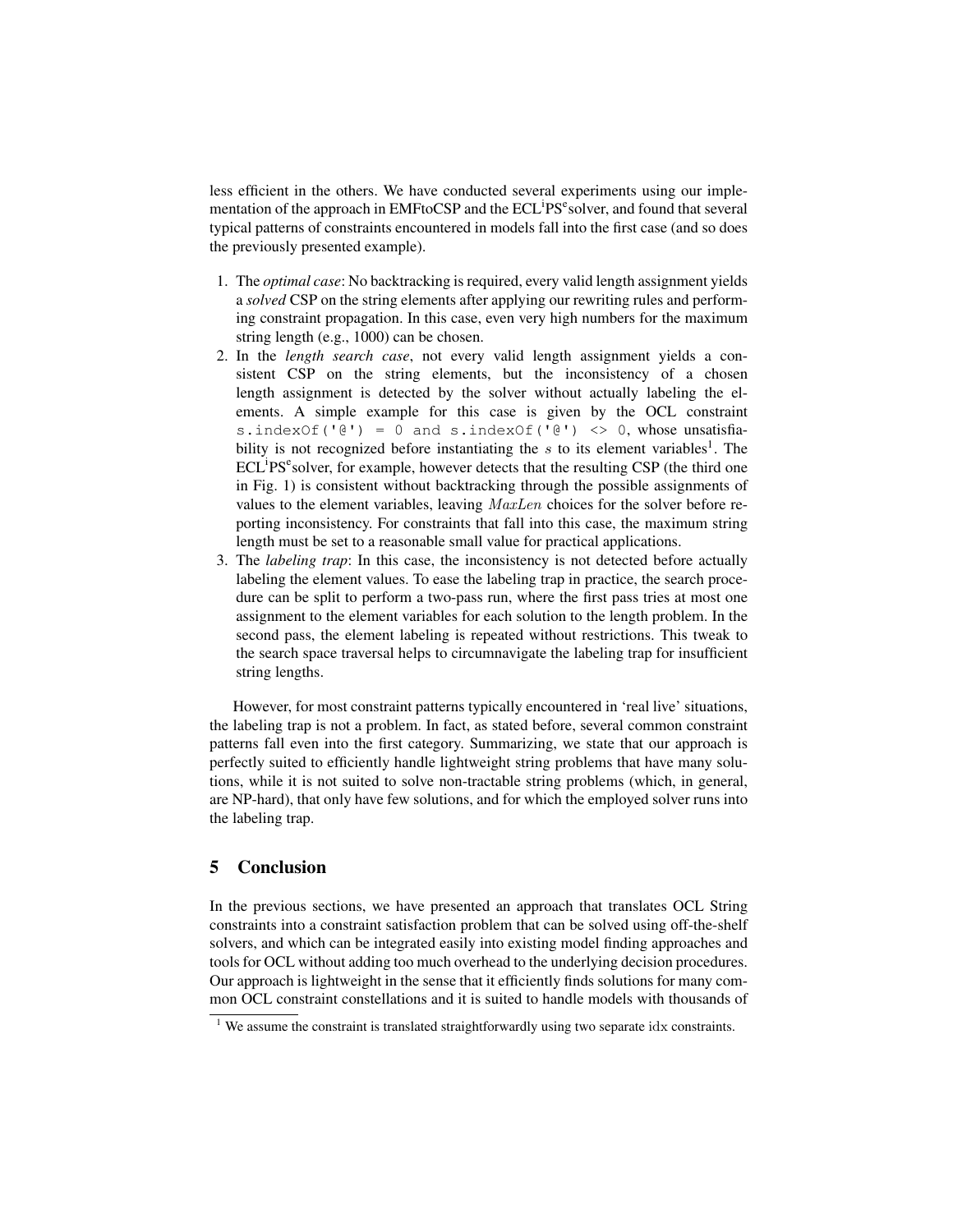less efficient in the others. We have conducted several experiments using our implementation of the approach in EMFtoCSP and the ECL$^i$PS$^e$ solver, and found that several typical patterns of constraints encountered in models fall into the first case (and so does the previously presented example).

1. The *optimal case*: No backtracking is required, every valid length assignment yields a *solved* CSP on the string elements after applying our rewriting rules and performing constraint propagation. In this case, even very high numbers for the maximum string length (e.g., 1000) can be chosen.
2. In the *length search case*, not every valid length assignment yields a consistent CSP on the string elements, but the inconsistency of a chosen length assignment is detected by the solver without actually labeling the elements. A simple example for this case is given by the OCL constraint `s.indexOf('@') = 0 and s.indexOf('@') <> 0`, whose unsatisfiability is not recognized before instantiating the $s$ to its element variables[1]. The ECL$^i$PS$^e$ solver, for example, however detects that the resulting CSP (the third one in Fig. 1) is consistent without backtracking through the possible assignments of values to the element variables, leaving $MaxLen$ choices for the solver before reporting inconsistency. For constraints that fall into this case, the maximum string length must be set to a reasonable small value for practical applications.
3. The *labeling trap*: In this case, the inconsistency is not detected before actually labeling the element values. To ease the labeling trap in practice, the search procedure can be split to perform a two-pass run, where the first pass tries at most one assignment to the element variables for each solution to the length problem. In the second pass, the element labeling is repeated without restrictions. This tweak to the search space traversal helps to circumnavigate the labeling trap for insufficient string lengths.

However, for most constraint patterns typically encountered in 'real live' situations, the labeling trap is not a problem. In fact, as stated before, several common constraint patterns fall even into the first category. Summarizing, we state that our approach is perfectly suited to efficiently handle lightweight string problems that have many solutions, while it is not suited to solve non-tractable string problems (which, in general, are NP-hard), that only have few solutions, and for which the employed solver runs into the labeling trap.

## 5 Conclusion

In the previous sections, we have presented an approach that translates OCL String constraints into a constraint satisfaction problem that can be solved using off-the-shelf solvers, and which can be integrated easily into existing model finding approaches and tools for OCL without adding too much overhead to the underlying decision procedures. Our approach is lightweight in the sense that it efficiently finds solutions for many common OCL constraint constellations and it is suited to handle models with thousands of

[1] We assume the constraint is translated straightforwardly using two separate idx constraints.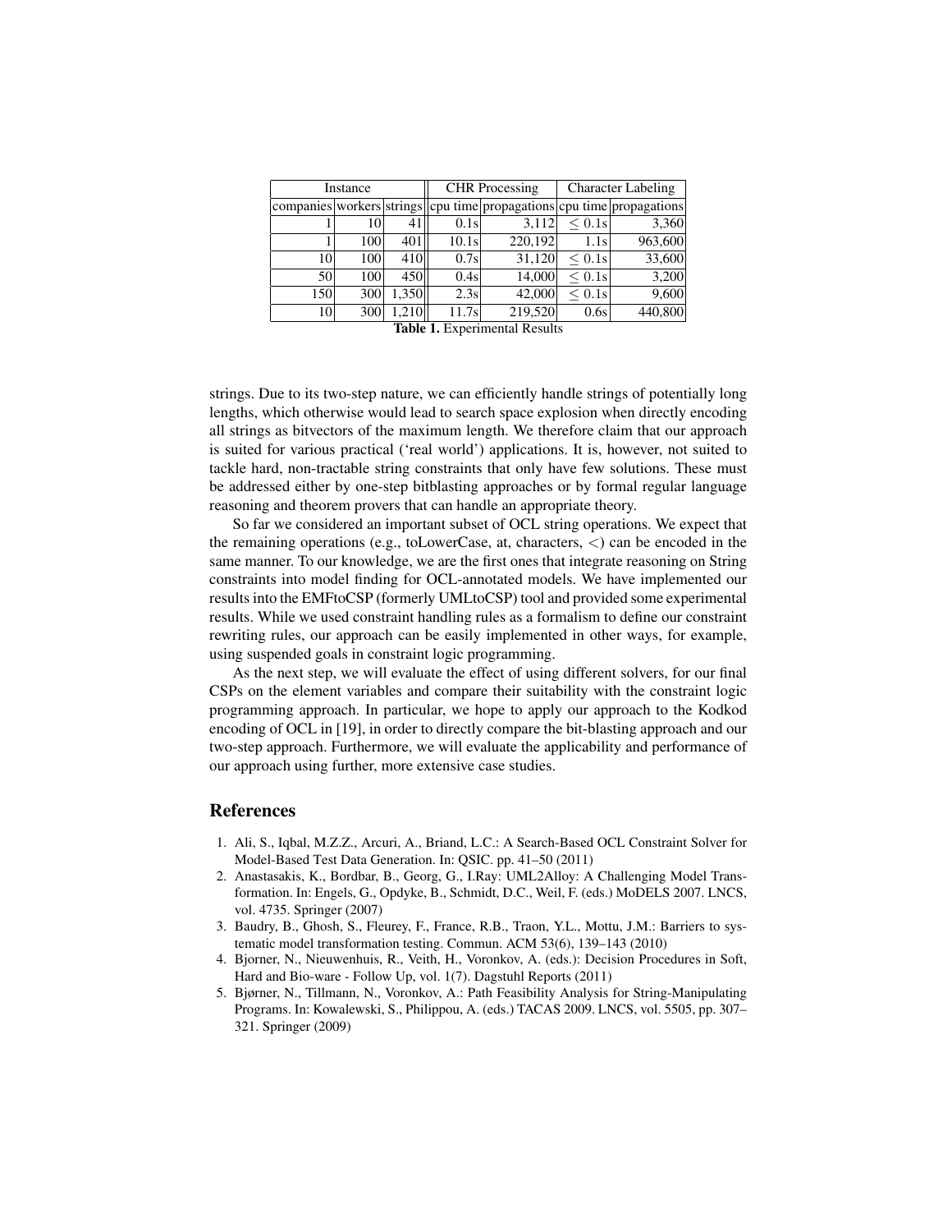| Instance | | | CHR Processing | | Character Labeling | |
|---|---|---|---|---|---|---|
| companies | workers | strings | cpu time | propagations | cpu time | propagations |
| 1 | 10 | 41 | 0.1s | 3,112 | $\leq 0.1$s | 3,360 |
| 1 | 100 | 401 | 10.1s | 220,192 | 1.1s | 963,600 |
| 10 | 100 | 410 | 0.7s | 31,120 | $\leq 0.1$s | 33,600 |
| 50 | 100 | 450 | 0.4s | 14,000 | $\leq 0.1$s | 3,200 |
| 150 | 300 | 1,350 | 2.3s | 42,000 | $\leq 0.1$s | 9,600 |
| 10 | 300 | 1,210 | 11.7s | 219,520 | 0.6s | 440,800 |

**Table 1.** Experimental Results

strings. Due to its two-step nature, we can efficiently handle strings of potentially long lengths, which otherwise would lead to search space explosion when directly encoding all strings as bitvectors of the maximum length. We therefore claim that our approach is suited for various practical ('real world') applications. It is, however, not suited to tackle hard, non-tractable string constraints that only have few solutions. These must be addressed either by one-step bitblasting approaches or by formal regular language reasoning and theorem provers that can handle an appropriate theory.

So far we considered an important subset of OCL string operations. We expect that the remaining operations (e.g., toLowerCase, at, characters, $<$) can be encoded in the same manner. To our knowledge, we are the first ones that integrate reasoning on String constraints into model finding for OCL-annotated models. We have implemented our results into the EMFtoCSP (formerly UMLtoCSP) tool and provided some experimental results. While we used constraint handling rules as a formalism to define our constraint rewriting rules, our approach can be easily implemented in other ways, for example, using suspended goals in constraint logic programming.

As the next step, we will evaluate the effect of using different solvers, for our final CSPs on the element variables and compare their suitability with the constraint logic programming approach. In particular, we hope to apply our approach to the Kodkod encoding of OCL in [19], in order to directly compare the bit-blasting approach and our two-step approach. Furthermore, we will evaluate the applicability and performance of our approach using further, more extensive case studies.

## References

1. Ali, S., Iqbal, M.Z.Z., Arcuri, A., Briand, L.C.: A Search-Based OCL Constraint Solver for Model-Based Test Data Generation. In: QSIC. pp. 41–50 (2011)
2. Anastasakis, K., Bordbar, B., Georg, G., I.Ray: UML2Alloy: A Challenging Model Transformation. In: Engels, G., Opdyke, B., Schmidt, D.C., Weil, F. (eds.) MoDELS 2007. LNCS, vol. 4735. Springer (2007)
3. Baudry, B., Ghosh, S., Fleurey, F., France, R.B., Traon, Y.L., Mottu, J.M.: Barriers to systematic model transformation testing. Commun. ACM 53(6), 139–143 (2010)
4. Bjorner, N., Nieuwenhuis, R., Veith, H., Voronkov, A. (eds.): Decision Procedures in Soft, Hard and Bio-ware - Follow Up, vol. 1(7). Dagstuhl Reports (2011)
5. Bjørner, N., Tillmann, N., Voronkov, A.: Path Feasibility Analysis for String-Manipulating Programs. In: Kowalewski, S., Philippou, A. (eds.) TACAS 2009. LNCS, vol. 5505, pp. 307–321. Springer (2009)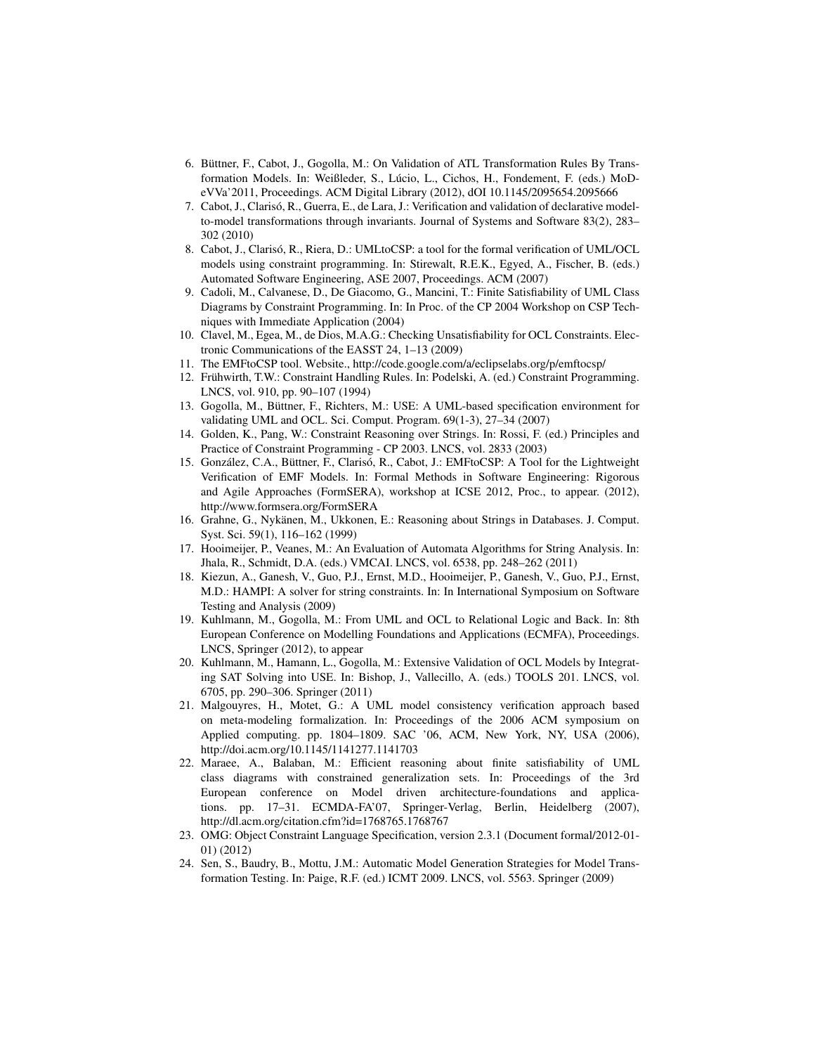6. Büttner, F., Cabot, J., Gogolla, M.: On Validation of ATL Transformation Rules By Transformation Models. In: Weißleder, S., Lúcio, L., Cichos, H., Fondement, F. (eds.) MoDeVVa'2011, Proceedings. ACM Digital Library (2012), dOI 10.1145/2095654.2095666
7. Cabot, J., Clarisó, R., Guerra, E., de Lara, J.: Verification and validation of declarative model-to-model transformations through invariants. Journal of Systems and Software 83(2), 283–302 (2010)
8. Cabot, J., Clarisó, R., Riera, D.: UMLtoCSP: a tool for the formal verification of UML/OCL models using constraint programming. In: Stirewalt, R.E.K., Egyed, A., Fischer, B. (eds.) Automated Software Engineering, ASE 2007, Proceedings. ACM (2007)
9. Cadoli, M., Calvanese, D., De Giacomo, G., Mancini, T.: Finite Satisfiability of UML Class Diagrams by Constraint Programming. In: In Proc. of the CP 2004 Workshop on CSP Techniques with Immediate Application (2004)
10. Clavel, M., Egea, M., de Dios, M.A.G.: Checking Unsatisfiability for OCL Constraints. Electronic Communications of the EASST 24, 1–13 (2009)
11. The EMFtoCSP tool. Website., http://code.google.com/a/eclipselabs.org/p/emftocsp/
12. Frühwirth, T.W.: Constraint Handling Rules. In: Podelski, A. (ed.) Constraint Programming. LNCS, vol. 910, pp. 90–107 (1994)
13. Gogolla, M., Büttner, F., Richters, M.: USE: A UML-based specification environment for validating UML and OCL. Sci. Comput. Program. 69(1-3), 27–34 (2007)
14. Golden, K., Pang, W.: Constraint Reasoning over Strings. In: Rossi, F. (ed.) Principles and Practice of Constraint Programming - CP 2003. LNCS, vol. 2833 (2003)
15. González, C.A., Büttner, F., Clarisó, R., Cabot, J.: EMFtoCSP: A Tool for the Lightweight Verification of EMF Models. In: Formal Methods in Software Engineering: Rigorous and Agile Approaches (FormSERA), workshop at ICSE 2012, Proc., to appear. (2012), http://www.formsera.org/FormSERA
16. Grahne, G., Nykänen, M., Ukkonen, E.: Reasoning about Strings in Databases. J. Comput. Syst. Sci. 59(1), 116–162 (1999)
17. Hooimeijer, P., Veanes, M.: An Evaluation of Automata Algorithms for String Analysis. In: Jhala, R., Schmidt, D.A. (eds.) VMCAI. LNCS, vol. 6538, pp. 248–262 (2011)
18. Kiezun, A., Ganesh, V., Guo, P.J., Ernst, M.D., Hooimeijer, P., Ganesh, V., Guo, P.J., Ernst, M.D.: HAMPI: A solver for string constraints. In: In International Symposium on Software Testing and Analysis (2009)
19. Kuhlmann, M., Gogolla, M.: From UML and OCL to Relational Logic and Back. In: 8th European Conference on Modelling Foundations and Applications (ECMFA), Proceedings. LNCS, Springer (2012), to appear
20. Kuhlmann, M., Hamann, L., Gogolla, M.: Extensive Validation of OCL Models by Integrating SAT Solving into USE. In: Bishop, J., Vallecillo, A. (eds.) TOOLS 201. LNCS, vol. 6705, pp. 290–306. Springer (2011)
21. Malgouyres, H., Motet, G.: A UML model consistency verification approach based on meta-modeling formalization. In: Proceedings of the 2006 ACM symposium on Applied computing. pp. 1804–1809. SAC '06, ACM, New York, NY, USA (2006), http://doi.acm.org/10.1145/1141277.1141703
22. Maraee, A., Balaban, M.: Efficient reasoning about finite satisfiability of UML class diagrams with constrained generalization sets. In: Proceedings of the 3rd European conference on Model driven architecture-foundations and applications. pp. 17–31. ECMDA-FA'07, Springer-Verlag, Berlin, Heidelberg (2007), http://dl.acm.org/citation.cfm?id=1768765.1768767
23. OMG: Object Constraint Language Specification, version 2.3.1 (Document formal/2012-01-01) (2012)
24. Sen, S., Baudry, B., Mottu, J.M.: Automatic Model Generation Strategies for Model Transformation Testing. In: Paige, R.F. (ed.) ICMT 2009. LNCS, vol. 5563. Springer (2009)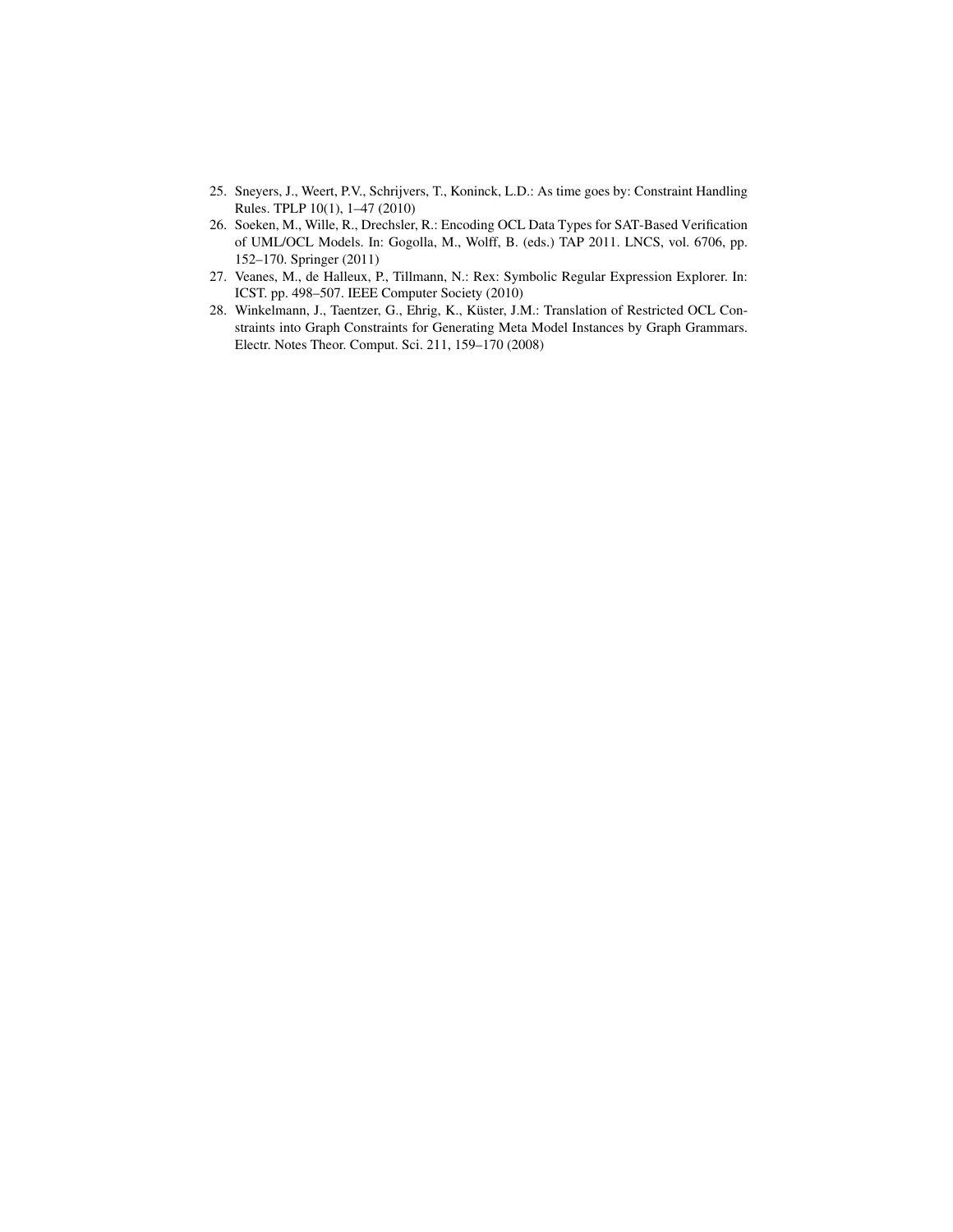25. Sneyers, J., Weert, P.V., Schrijvers, T., Koninck, L.D.: As time goes by: Constraint Handling Rules. TPLP 10(1), 1–47 (2010)
26. Soeken, M., Wille, R., Drechsler, R.: Encoding OCL Data Types for SAT-Based Verification of UML/OCL Models. In: Gogolla, M., Wolff, B. (eds.) TAP 2011. LNCS, vol. 6706, pp. 152–170. Springer (2011)
27. Veanes, M., de Halleux, P., Tillmann, N.: Rex: Symbolic Regular Expression Explorer. In: ICST. pp. 498–507. IEEE Computer Society (2010)
28. Winkelmann, J., Taentzer, G., Ehrig, K., Küster, J.M.: Translation of Restricted OCL Constraints into Graph Constraints for Generating Meta Model Instances by Graph Grammars. Electr. Notes Theor. Comput. Sci. 211, 159–170 (2008)